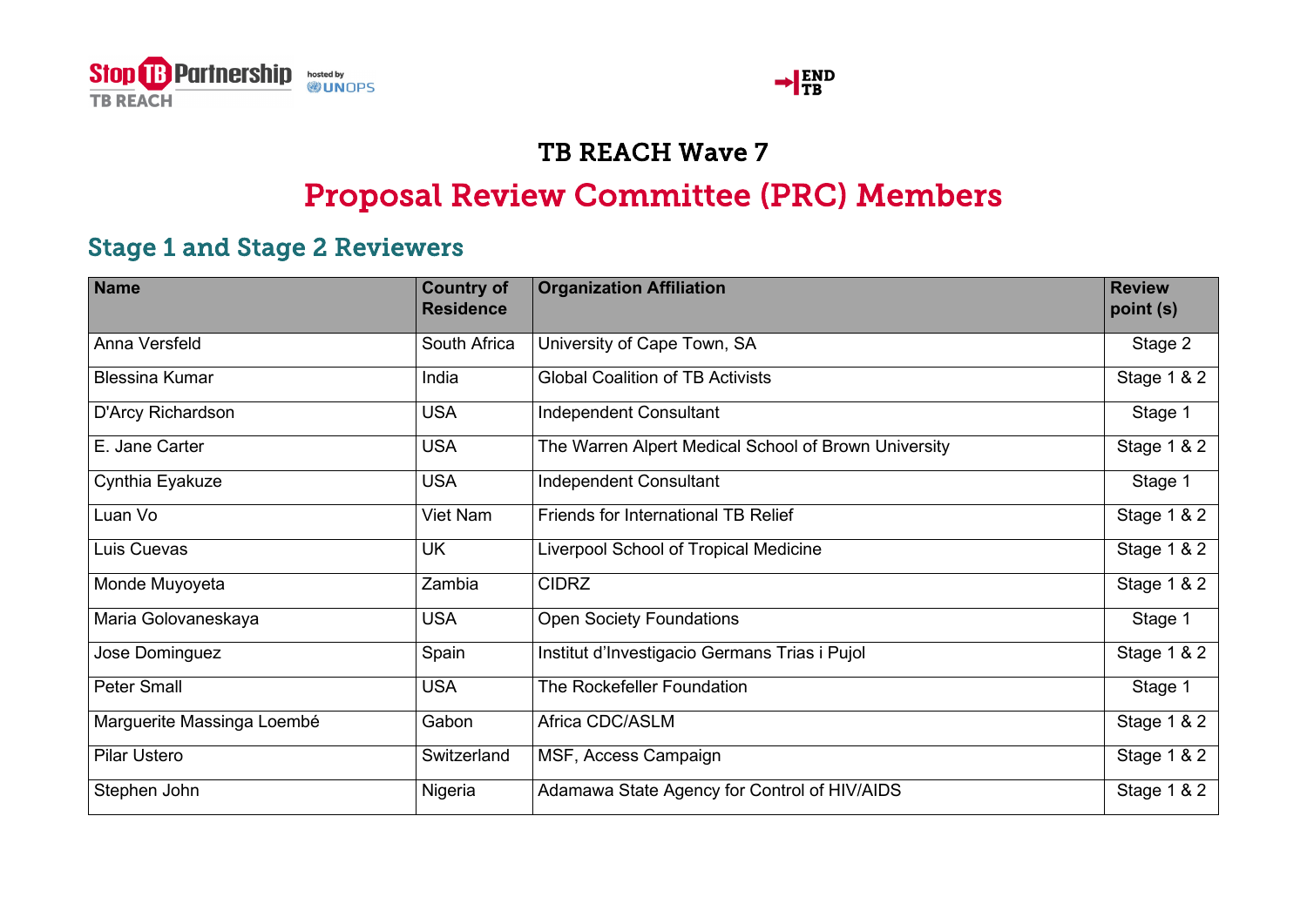# TB REACH Wave 7

# Proposal Review Committee (PRC) Members

## Stage 1 and Stage 2 Reviewers

| Name | Country of Residence | Organization Affiliation | Review point (s) |
|---|---|---|---|
| Anna Versfeld | South Africa | University of Cape Town, SA | Stage 2 |
| Blessina Kumar | India | Global Coalition of TB Activists | Stage 1 & 2 |
| D'Arcy Richardson | USA | Independent Consultant | Stage 1 |
| E. Jane Carter | USA | The Warren Alpert Medical School of Brown University | Stage 1 & 2 |
| Cynthia Eyakuze | USA | Independent Consultant | Stage 1 |
| Luan Vo | Viet Nam | Friends for International TB Relief | Stage 1 & 2 |
| Luis Cuevas | UK | Liverpool School of Tropical Medicine | Stage 1 & 2 |
| Monde Muyoyeta | Zambia | CIDRZ | Stage 1 & 2 |
| Maria Golovaneskaya | USA | Open Society Foundations | Stage 1 |
| Jose Dominguez | Spain | Institut d'Investigacio Germans Trias i Pujol | Stage 1 & 2 |
| Peter Small | USA | The Rockefeller Foundation | Stage 1 |
| Marguerite Massinga Loembé | Gabon | Africa CDC/ASLM | Stage 1 & 2 |
| Pilar Ustero | Switzerland | MSF, Access Campaign | Stage 1 & 2 |
| Stephen John | Nigeria | Adamawa State Agency for Control of HIV/AIDS | Stage 1 & 2 |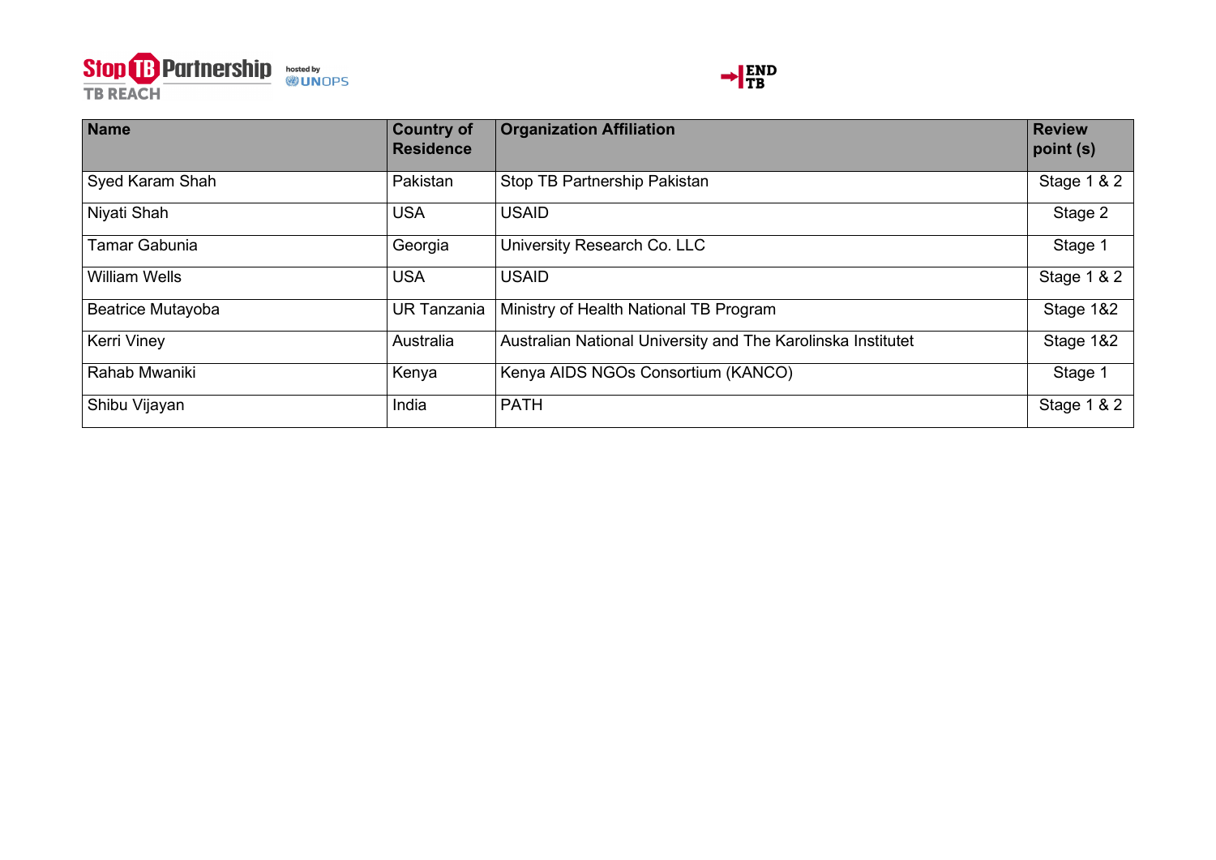| Name | Country of Residence | Organization Affiliation | Review point (s) |
|---|---|---|---|
| Syed Karam Shah | Pakistan | Stop TB Partnership Pakistan | Stage 1 & 2 |
| Niyati Shah | USA | USAID | Stage 2 |
| Tamar Gabunia | Georgia | University Research Co. LLC | Stage 1 |
| William Wells | USA | USAID | Stage 1 & 2 |
| Beatrice Mutayoba | UR Tanzania | Ministry of Health National TB Program | Stage 1&2 |
| Kerri Viney | Australia | Australian National University and The Karolinska Institutet | Stage 1&2 |
| Rahab Mwaniki | Kenya | Kenya AIDS NGOs Consortium (KANCO) | Stage 1 |
| Shibu Vijayan | India | PATH | Stage 1 & 2 |